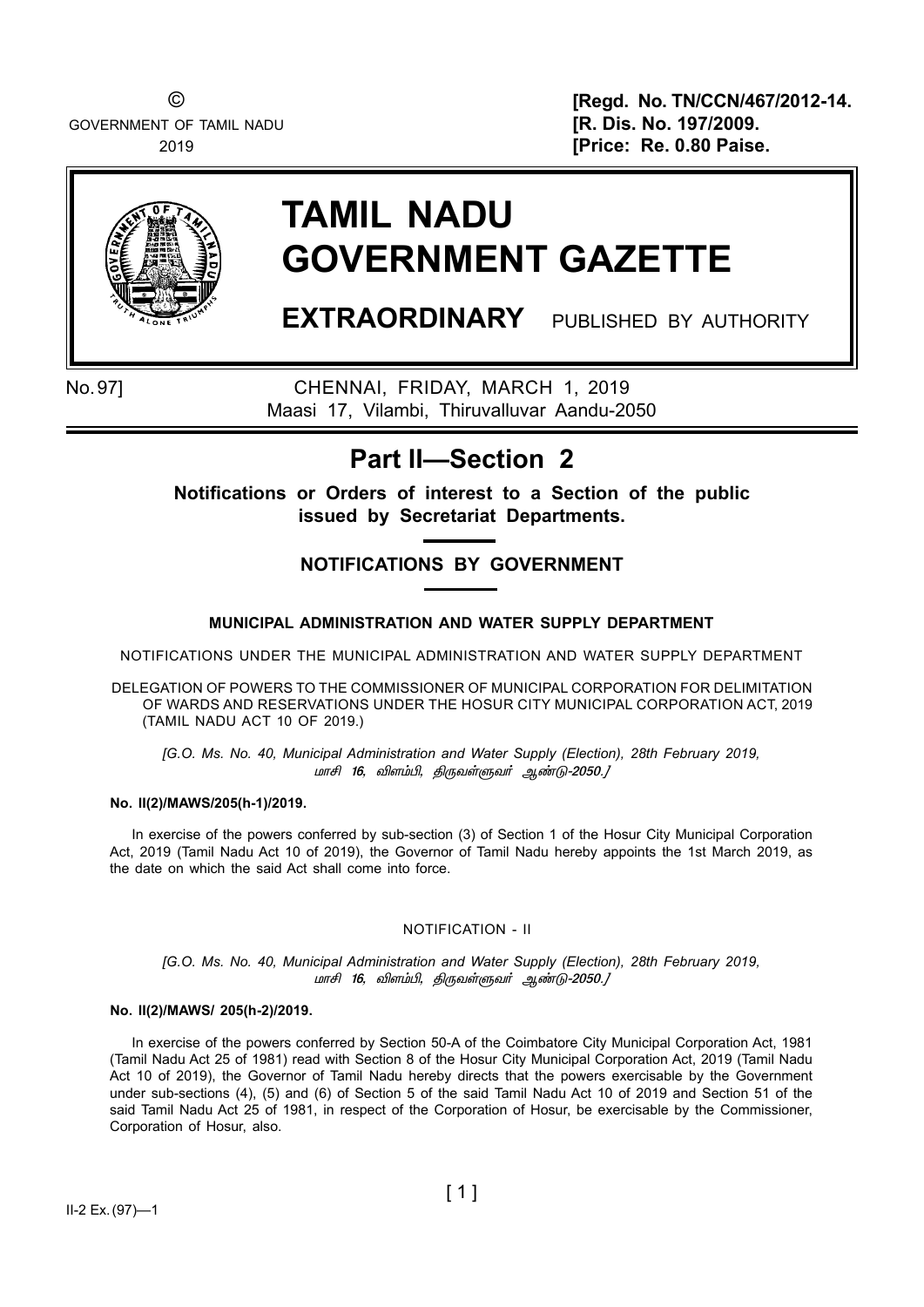©
GOVERNMENT OF TAMIL NADU
2019

**[Regd. No. TN/CCN/467/2012-14.**
**[R. Dis. No. 197/2009.**
**[Price: Re. 0.80 Paise.**

# TAMIL NADU GOVERNMENT GAZETTE

**EXTRAORDINARY** PUBLISHED BY AUTHORITY

No. 97] CHENNAI, FRIDAY, MARCH 1, 2019
Maasi 17, Vilambi, Thiruvalluvar Aandu-2050

## Part II—Section 2

**Notifications or Orders of interest to a Section of the public issued by Secretariat Departments.**

### NOTIFICATIONS BY GOVERNMENT

#### MUNICIPAL ADMINISTRATION AND WATER SUPPLY DEPARTMENT

NOTIFICATIONS UNDER THE MUNICIPAL ADMINISTRATION AND WATER SUPPLY DEPARTMENT

DELEGATION OF POWERS TO THE COMMISSIONER OF MUNICIPAL CORPORATION FOR DELIMITATION OF WARDS AND RESERVATIONS UNDER THE HOSUR CITY MUNICIPAL CORPORATION ACT, 2019 (TAMIL NADU ACT 10 OF 2019.)

*[G.O. Ms. No. 40, Municipal Administration and Water Supply (Election), 28th February 2019, மாசி 16, விளம்பி, திருவள்ளுவர் ஆண்டு-2050.]*

**No. II(2)/MAWS/205(h-1)/2019.**

In exercise of the powers conferred by sub-section (3) of Section 1 of the Hosur City Municipal Corporation Act, 2019 (Tamil Nadu Act 10 of 2019), the Governor of Tamil Nadu hereby appoints the 1st March 2019, as the date on which the said Act shall come into force.

NOTIFICATION - II

*[G.O. Ms. No. 40, Municipal Administration and Water Supply (Election), 28th February 2019, மாசி 16, விளம்பி, திருவள்ளுவர் ஆண்டு-2050.]*

**No. II(2)/MAWS/ 205(h-2)/2019.**

In exercise of the powers conferred by Section 50-A of the Coimbatore City Municipal Corporation Act, 1981 (Tamil Nadu Act 25 of 1981) read with Section 8 of the Hosur City Municipal Corporation Act, 2019 (Tamil Nadu Act 10 of 2019), the Governor of Tamil Nadu hereby directs that the powers exercisable by the Government under sub-sections (4), (5) and (6) of Section 5 of the said Tamil Nadu Act 10 of 2019 and Section 51 of the said Tamil Nadu Act 25 of 1981, in respect of the Corporation of Hosur, be exercisable by the Commissioner, Corporation of Hosur, also.

II-2 Ex. (97)—1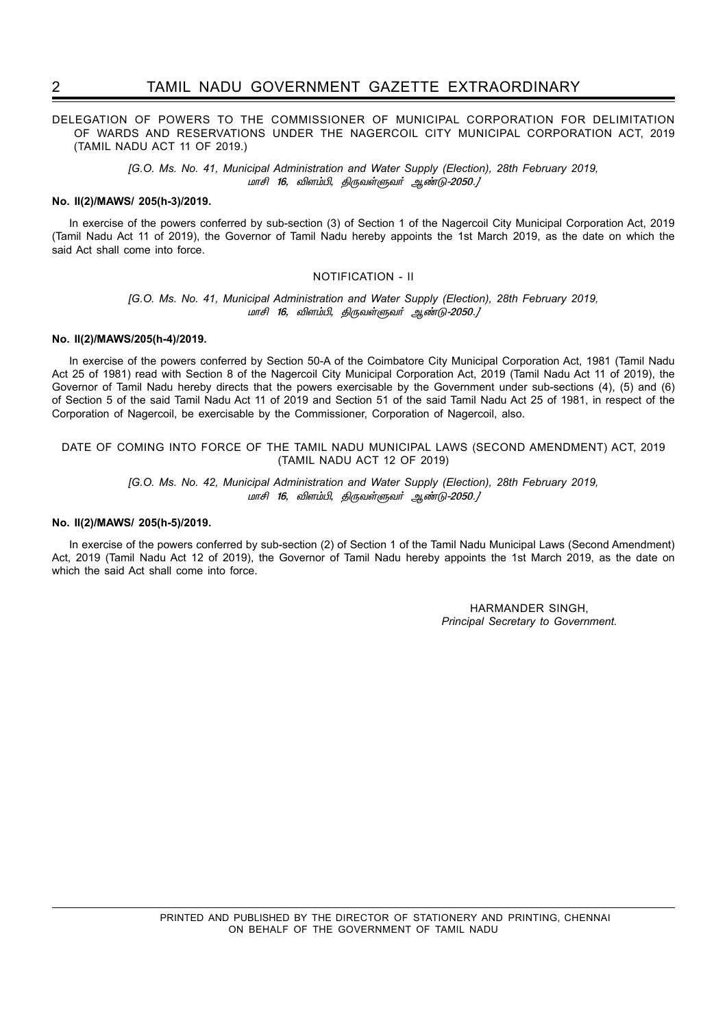DELEGATION OF POWERS TO THE COMMISSIONER OF MUNICIPAL CORPORATION FOR DELIMITATION OF WARDS AND RESERVATIONS UNDER THE NAGERCOIL CITY MUNICIPAL CORPORATION ACT, 2019 (TAMIL NADU ACT 11 OF 2019.)

*[G.O. Ms. No. 41, Municipal Administration and Water Supply (Election), 28th February 2019, மாசி **16**, விளம்பி, திருவள்ளுவர் ஆண்டு-**2050**.]*

**No. II(2)/MAWS/ 205(h-3)/2019.**

In exercise of the powers conferred by sub-section (3) of Section 1 of the Nagercoil City Municipal Corporation Act, 2019 (Tamil Nadu Act 11 of 2019), the Governor of Tamil Nadu hereby appoints the 1st March 2019, as the date on which the said Act shall come into force.

NOTIFICATION - II

*[G.O. Ms. No. 41, Municipal Administration and Water Supply (Election), 28th February 2019, மாசி **16**, விளம்பி, திருவள்ளுவர் ஆண்டு-**2050**.]*

**No. II(2)/MAWS/205(h-4)/2019.**

In exercise of the powers conferred by Section 50-A of the Coimbatore City Municipal Corporation Act, 1981 (Tamil Nadu Act 25 of 1981) read with Section 8 of the Nagercoil City Municipal Corporation Act, 2019 (Tamil Nadu Act 11 of 2019), the Governor of Tamil Nadu hereby directs that the powers exercisable by the Government under sub-sections (4), (5) and (6) of Section 5 of the said Tamil Nadu Act 11 of 2019 and Section 51 of the said Tamil Nadu Act 25 of 1981, in respect of the Corporation of Nagercoil, be exercisable by the Commissioner, Corporation of Nagercoil, also.

DATE OF COMING INTO FORCE OF THE TAMIL NADU MUNICIPAL LAWS (SECOND AMENDMENT) ACT, 2019 (TAMIL NADU ACT 12 OF 2019)

*[G.O. Ms. No. 42, Municipal Administration and Water Supply (Election), 28th February 2019, மாசி **16**, விளம்பி, திருவள்ளுவர் ஆண்டு-**2050**.]*

**No. II(2)/MAWS/ 205(h-5)/2019.**

In exercise of the powers conferred by sub-section (2) of Section 1 of the Tamil Nadu Municipal Laws (Second Amendment) Act, 2019 (Tamil Nadu Act 12 of 2019), the Governor of Tamil Nadu hereby appoints the 1st March 2019, as the date on which the said Act shall come into force.

HARMANDER SINGH,
*Principal Secretary to Government.*

PRINTED AND PUBLISHED BY THE DIRECTOR OF STATIONERY AND PRINTING, CHENNAI ON BEHALF OF THE GOVERNMENT OF TAMIL NADU